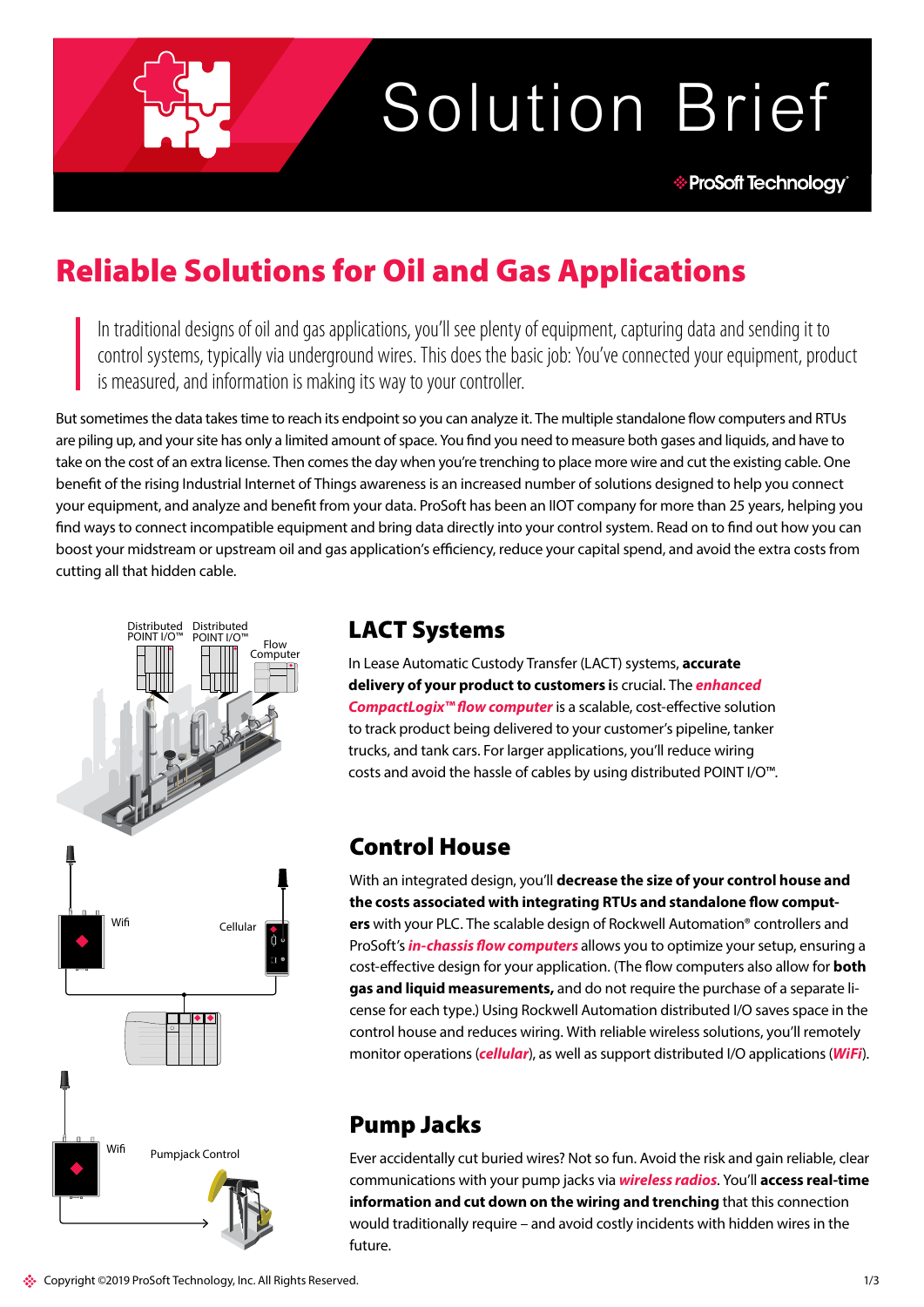# Solution Brief

# Reliable Solutions for Oil and Gas Applications

> In traditional designs of oil and gas applications, you'll see plenty of equipment, capturing data and sending it to control systems, typically via underground wires. This does the basic job: You've connected your equipment, product is measured, and information is making its way to your controller.

But sometimes the data takes time to reach its endpoint so you can analyze it. The multiple standalone flow computers and RTUs are piling up, and your site has only a limited amount of space. You find you need to measure both gases and liquids, and have to take on the cost of an extra license. Then comes the day when you're trenching to place more wire and cut the existing cable. One benefit of the rising Industrial Internet of Things awareness is an increased number of solutions designed to help you connect your equipment, and analyze and benefit from your data. ProSoft has been an IIOT company for more than 25 years, helping you find ways to connect incompatible equipment and bring data directly into your control system. Read on to find out how you can boost your midstream or upstream oil and gas application's efficiency, reduce your capital spend, and avoid the extra costs from cutting all that hidden cable.

## LACT Systems

In Lease Automatic Custody Transfer (LACT) systems, **accurate delivery of your product to customers i**s crucial. The ***enhanced CompactLogix™ flow computer*** is a scalable, cost-effective solution to track product being delivered to your customer's pipeline, tanker trucks, and tank cars. For larger applications, you'll reduce wiring costs and avoid the hassle of cables by using distributed POINT I/O™.

## Control House

With an integrated design, you'll **decrease the size of your control house and the costs associated with integrating RTUs and standalone flow computers** with your PLC. The scalable design of Rockwell Automation® controllers and ProSoft's ***in-chassis flow computers*** allows you to optimize your setup, ensuring a cost-effective design for your application. (The flow computers also allow for **both gas and liquid measurements,** and do not require the purchase of a separate license for each type.) Using Rockwell Automation distributed I/O saves space in the control house and reduces wiring. With reliable wireless solutions, you'll remotely monitor operations (***cellular***), as well as support distributed I/O applications (***WiFi***).

## Pump Jacks

Ever accidentally cut buried wires? Not so fun. Avoid the risk and gain reliable, clear communications with your pump jacks via ***wireless radios***. You'll **access real-time information and cut down on the wiring and trenching** that this connection would traditionally require – and avoid costly incidents with hidden wires in the future.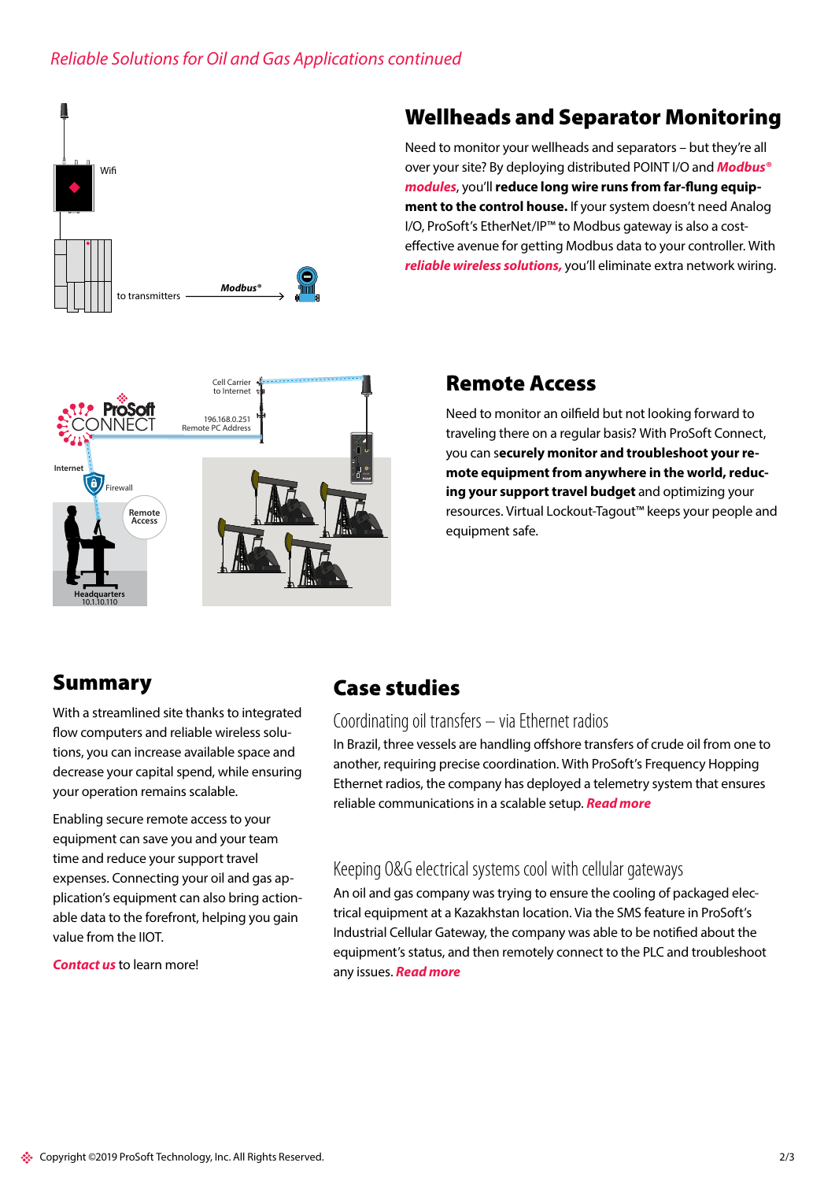*Reliable Solutions for Oil and Gas Applications continued*

## Wellheads and Separator Monitoring

Need to monitor your wellheads and separators – but they're all over your site? By deploying distributed POINT I/O and ***Modbus® modules***, you'll **reduce long wire runs from far-flung equipment to the control house.** If your system doesn't need Analog I/O, ProSoft's EtherNet/IP™ to Modbus gateway is also a cost-effective avenue for getting Modbus data to your controller. With ***reliable wireless solutions,*** you'll eliminate extra network wiring.

## Remote Access

Need to monitor an oilfield but not looking forward to traveling there on a regular basis? With ProSoft Connect, you can s**ecurely monitor and troubleshoot your remote equipment from anywhere in the world, reducing your support travel budget** and optimizing your resources. Virtual Lockout-Tagout™ keeps your people and equipment safe.

## Summary

With a streamlined site thanks to integrated flow computers and reliable wireless solutions, you can increase available space and decrease your capital spend, while ensuring your operation remains scalable.

Enabling secure remote access to your equipment can save you and your team time and reduce your support travel expenses. Connecting your oil and gas application's equipment can also bring actionable data to the forefront, helping you gain value from the IIOT.

***Contact us*** to learn more!

## Case studies

### Coordinating oil transfers – via Ethernet radios

In Brazil, three vessels are handling offshore transfers of crude oil from one to another, requiring precise coordination. With ProSoft's Frequency Hopping Ethernet radios, the company has deployed a telemetry system that ensures reliable communications in a scalable setup. ***Read more***

### Keeping O&G electrical systems cool with cellular gateways

An oil and gas company was trying to ensure the cooling of packaged electrical equipment at a Kazakhstan location. Via the SMS feature in ProSoft's Industrial Cellular Gateway, the company was able to be notified about the equipment's status, and then remotely connect to the PLC and troubleshoot any issues. ***Read more***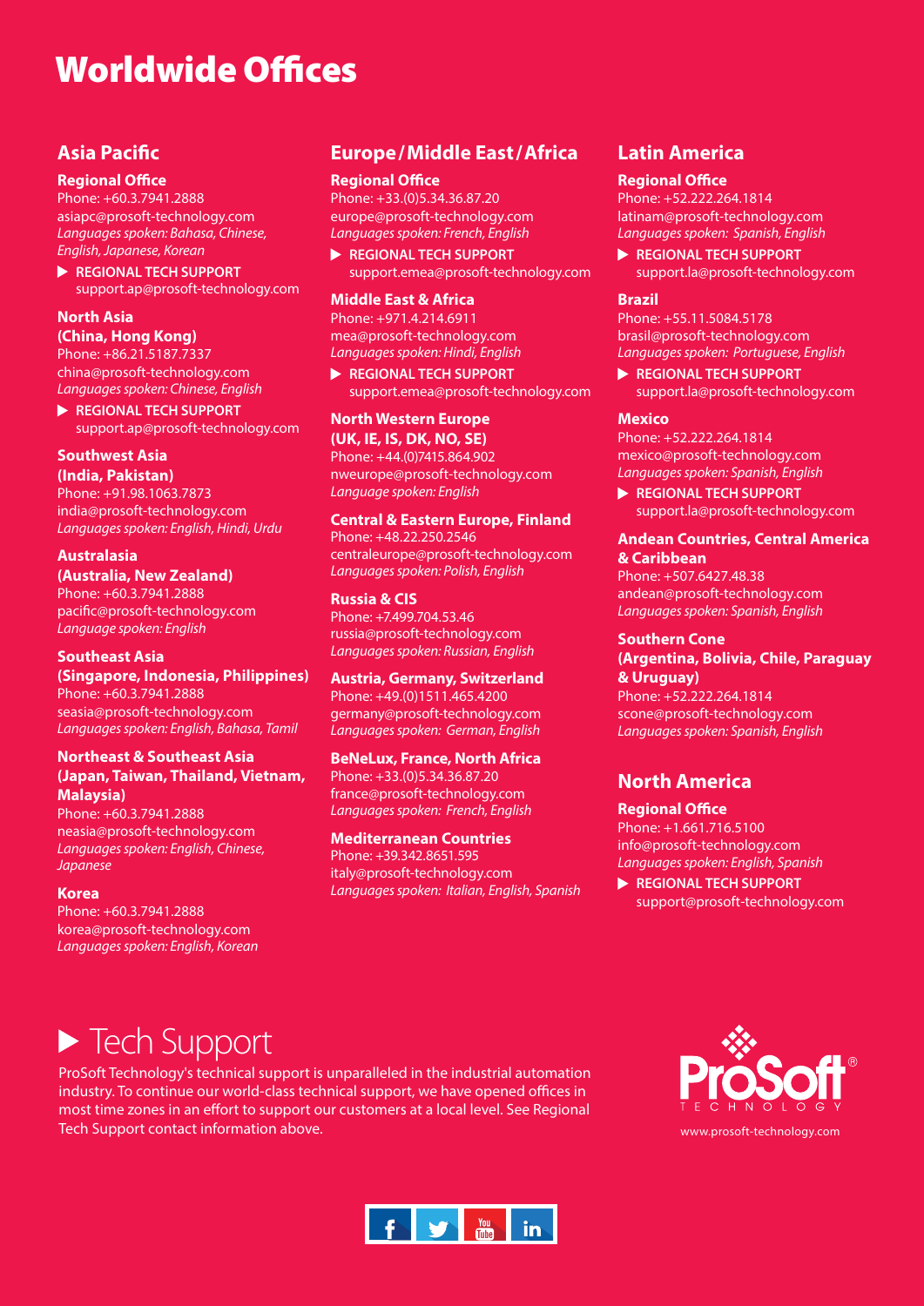# Worldwide Offices

## Asia Pacific

**Regional Office**
Phone: +60.3.7941.2888
asiapc@prosoft-technology.com
*Languages spoken: Bahasa, Chinese, English, Japanese, Korean*

▶ **REGIONAL TECH SUPPORT**
support.ap@prosoft-technology.com

**North Asia (China, Hong Kong)**
Phone: +86.21.5187.7337
china@prosoft-technology.com
*Languages spoken: Chinese, English*

▶ **REGIONAL TECH SUPPORT**
support.ap@prosoft-technology.com

**Southwest Asia (India, Pakistan)**
Phone: +91.98.1063.7873
india@prosoft-technology.com
*Languages spoken: English, Hindi, Urdu*

**Australasia (Australia, New Zealand)**
Phone: +60.3.7941.2888
pacific@prosoft-technology.com
*Language spoken: English*

**Southeast Asia (Singapore, Indonesia, Philippines)**
Phone: +60.3.7941.2888
seasia@prosoft-technology.com
*Languages spoken: English, Bahasa, Tamil*

**Northeast & Southeast Asia (Japan, Taiwan, Thailand, Vietnam, Malaysia)**
Phone: +60.3.7941.2888
neasia@prosoft-technology.com
*Languages spoken: English, Chinese, Japanese*

**Korea**
Phone: +60.3.7941.2888
korea@prosoft-technology.com
*Languages spoken: English, Korean*

## Europe/Middle East/Africa

**Regional Office**
Phone: +33.(0)5.34.36.87.20
europe@prosoft-technology.com
*Languages spoken: French, English*

▶ **REGIONAL TECH SUPPORT**
support.emea@prosoft-technology.com

**Middle East & Africa**
Phone: +971.4.214.6911
mea@prosoft-technology.com
*Languages spoken: Hindi, English*

▶ **REGIONAL TECH SUPPORT**
support.emea@prosoft-technology.com

**North Western Europe (UK, IE, IS, DK, NO, SE)**
Phone: +44.(0)7415.864.902
nweurope@prosoft-technology.com
*Language spoken: English*

**Central & Eastern Europe, Finland**
Phone: +48.22.250.2546
centraleurope@prosoft-technology.com
*Languages spoken: Polish, English*

**Russia & CIS**
Phone: +7.499.704.53.46
russia@prosoft-technology.com
*Languages spoken: Russian, English*

**Austria, Germany, Switzerland**
Phone: +49.(0)1511.465.4200
germany@prosoft-technology.com
*Languages spoken: German, English*

**BeNeLux, France, North Africa**
Phone: +33.(0)5.34.36.87.20
france@prosoft-technology.com
*Languages spoken: French, English*

**Mediterranean Countries**
Phone: +39.342.8651.595
italy@prosoft-technology.com
*Languages spoken: Italian, English, Spanish*

## Latin America

**Regional Office**
Phone: +52.222.264.1814
latinam@prosoft-technology.com
*Languages spoken: Spanish, English*

▶ **REGIONAL TECH SUPPORT**
support.la@prosoft-technology.com

**Brazil**
Phone: +55.11.5084.5178
brasil@prosoft-technology.com
*Languages spoken: Portuguese, English*

▶ **REGIONAL TECH SUPPORT**
support.la@prosoft-technology.com

**Mexico**
Phone: +52.222.264.1814
mexico@prosoft-technology.com
*Languages spoken: Spanish, English*

▶ **REGIONAL TECH SUPPORT**
support.la@prosoft-technology.com

**Andean Countries, Central America & Caribbean**
Phone: +507.6427.48.38
andean@prosoft-technology.com
*Languages spoken: Spanish, English*

**Southern Cone (Argentina, Bolivia, Chile, Paraguay & Uruguay)**
Phone: +52.222.264.1814
scone@prosoft-technology.com
*Languages spoken: Spanish, English*

## North America

**Regional Office**
Phone: +1.661.716.5100
info@prosoft-technology.com
*Languages spoken: English, Spanish*

▶ **REGIONAL TECH SUPPORT**
support@prosoft-technology.com

## ▶ Tech Support

ProSoft Technology's technical support is unparalleled in the industrial automation industry. To continue our world-class technical support, we have opened offices in most time zones in an effort to support our customers at a local level. See Regional Tech Support contact information above.

ProSoft® TECHNOLOGY
www.prosoft-technology.com